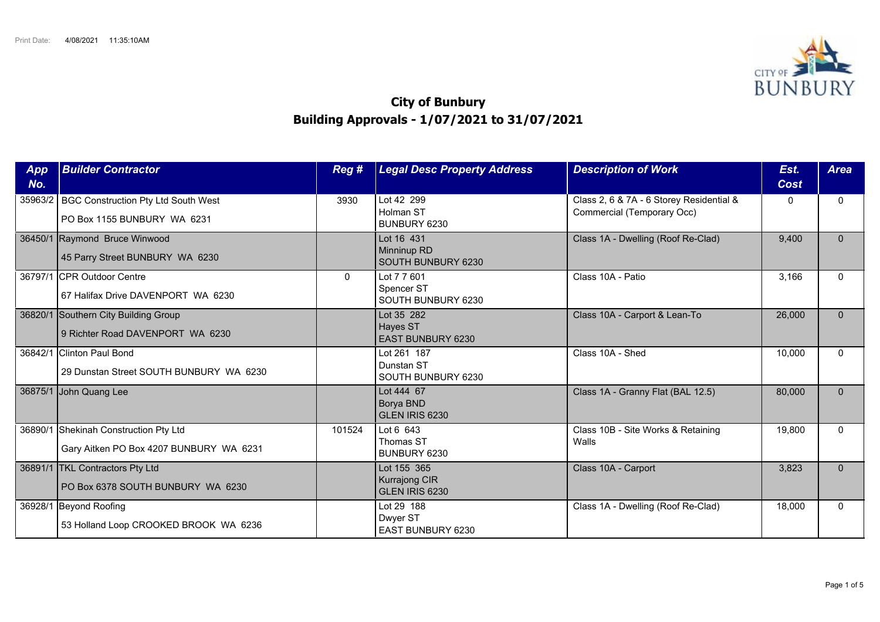Print Date: 4/08/2021 11:35:10AM

# City of Bunbury
## Building Approvals - 1/07/2021 to 31/07/2021

| App No. | Builder Contractor | Reg # | Legal Desc Property Address | Description of Work | Est. Cost | Area |
|---|---|---|---|---|---|---|
| 35963/2 | BGC Construction Pty Ltd South West<br>PO Box 1155 BUNBURY WA 6231 | 3930 | Lot 42 299<br>Holman ST<br>BUNBURY 6230 | Class 2, 6 & 7A - 6 Storey Residential & Commercial (Temporary Occ) | 0 | 0 |
| 36450/1 | Raymond Bruce Winwood<br>45 Parry Street BUNBURY WA 6230 | | Lot 16 431<br>Minninup RD<br>SOUTH BUNBURY 6230 | Class 1A - Dwelling (Roof Re-Clad) | 9,400 | 0 |
| 36797/1 | CPR Outdoor Centre<br>67 Halifax Drive DAVENPORT WA 6230 | 0 | Lot 7 7 601<br>Spencer ST<br>SOUTH BUNBURY 6230 | Class 10A - Patio | 3,166 | 0 |
| 36820/1 | Southern City Building Group<br>9 Richter Road DAVENPORT WA 6230 | | Lot 35 282<br>Hayes ST<br>EAST BUNBURY 6230 | Class 10A - Carport & Lean-To | 26,000 | 0 |
| 36842/1 | Clinton Paul Bond<br>29 Dunstan Street SOUTH BUNBURY WA 6230 | | Lot 261 187<br>Dunstan ST<br>SOUTH BUNBURY 6230 | Class 10A - Shed | 10,000 | 0 |
| 36875/1 | John Quang Lee | | Lot 444 67<br>Borya BND<br>GLEN IRIS 6230 | Class 1A - Granny Flat (BAL 12.5) | 80,000 | 0 |
| 36890/1 | Shekinah Construction Pty Ltd<br>Gary Aitken PO Box 4207 BUNBURY WA 6231 | 101524 | Lot 6 643<br>Thomas ST<br>BUNBURY 6230 | Class 10B - Site Works & Retaining Walls | 19,800 | 0 |
| 36891/1 | TKL Contractors Pty Ltd<br>PO Box 6378 SOUTH BUNBURY WA 6230 | | Lot 155 365<br>Kurrajong CIR<br>GLEN IRIS 6230 | Class 10A - Carport | 3,823 | 0 |
| 36928/1 | Beyond Roofing<br>53 Holland Loop CROOKED BROOK WA 6236 | | Lot 29 188<br>Dwyer ST<br>EAST BUNBURY 6230 | Class 1A - Dwelling (Roof Re-Clad) | 18,000 | 0 |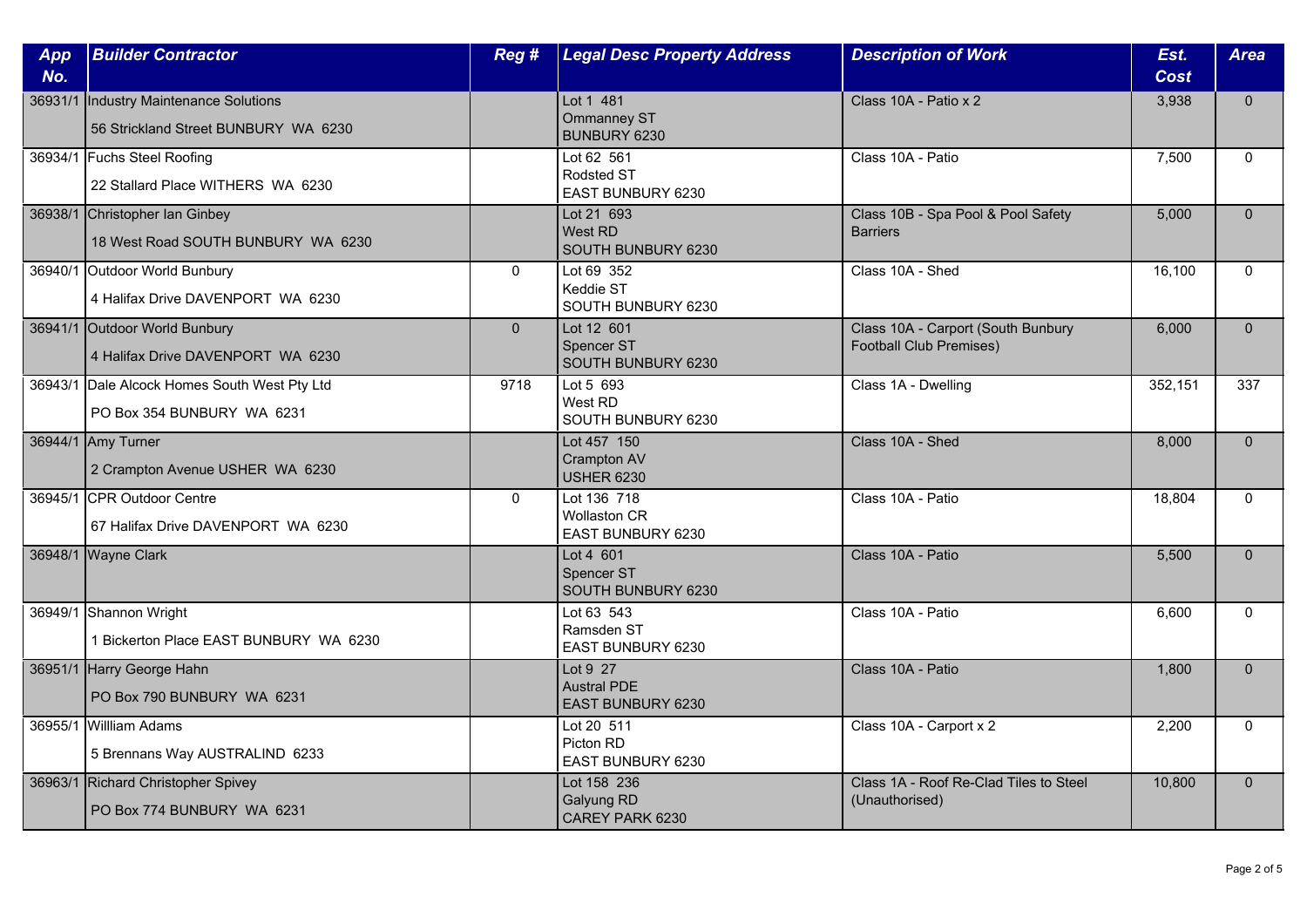| App No. | Builder Contractor | Reg # | Legal Desc Property Address | Description of Work | Est. Cost | Area |
|---|---|---|---|---|---|---|
| 36931/1 | Industry Maintenance Solutions<br>56 Strickland Street BUNBURY WA 6230 | | Lot 1 481<br>Ommanney ST<br>BUNBURY 6230 | Class 10A - Patio x 2 | 3,938 | 0 |
| 36934/1 | Fuchs Steel Roofing<br>22 Stallard Place WITHERS WA 6230 | | Lot 62 561<br>Rodsted ST<br>EAST BUNBURY 6230 | Class 10A - Patio | 7,500 | 0 |
| 36938/1 | Christopher Ian Ginbey<br>18 West Road SOUTH BUNBURY WA 6230 | | Lot 21 693<br>West RD<br>SOUTH BUNBURY 6230 | Class 10B - Spa Pool & Pool Safety Barriers | 5,000 | 0 |
| 36940/1 | Outdoor World Bunbury<br>4 Halifax Drive DAVENPORT WA 6230 | 0 | Lot 69 352<br>Keddie ST<br>SOUTH BUNBURY 6230 | Class 10A - Shed | 16,100 | 0 |
| 36941/1 | Outdoor World Bunbury<br>4 Halifax Drive DAVENPORT WA 6230 | 0 | Lot 12 601<br>Spencer ST<br>SOUTH BUNBURY 6230 | Class 10A - Carport (South Bunbury Football Club Premises) | 6,000 | 0 |
| 36943/1 | Dale Alcock Homes South West Pty Ltd<br>PO Box 354 BUNBURY WA 6231 | 9718 | Lot 5 693<br>West RD<br>SOUTH BUNBURY 6230 | Class 1A - Dwelling | 352,151 | 337 |
| 36944/1 | Amy Turner<br>2 Crampton Avenue USHER WA 6230 | | Lot 457 150<br>Crampton AV<br>USHER 6230 | Class 10A - Shed | 8,000 | 0 |
| 36945/1 | CPR Outdoor Centre<br>67 Halifax Drive DAVENPORT WA 6230 | 0 | Lot 136 718<br>Wollaston CR<br>EAST BUNBURY 6230 | Class 10A - Patio | 18,804 | 0 |
| 36948/1 | Wayne Clark | | Lot 4 601<br>Spencer ST<br>SOUTH BUNBURY 6230 | Class 10A - Patio | 5,500 | 0 |
| 36949/1 | Shannon Wright<br>1 Bickerton Place EAST BUNBURY WA 6230 | | Lot 63 543<br>Ramsden ST<br>EAST BUNBURY 6230 | Class 10A - Patio | 6,600 | 0 |
| 36951/1 | Harry George Hahn<br>PO Box 790 BUNBURY WA 6231 | | Lot 9 27<br>Austral PDE<br>EAST BUNBURY 6230 | Class 10A - Patio | 1,800 | 0 |
| 36955/1 | Willliam Adams<br>5 Brennans Way AUSTRALIND 6233 | | Lot 20 511<br>Picton RD<br>EAST BUNBURY 6230 | Class 10A - Carport x 2 | 2,200 | 0 |
| 36963/1 | Richard Christopher Spivey<br>PO Box 774 BUNBURY WA 6231 | | Lot 158 236<br>Galyung RD<br>CAREY PARK 6230 | Class 1A - Roof Re-Clad Tiles to Steel (Unauthorised) | 10,800 | 0 |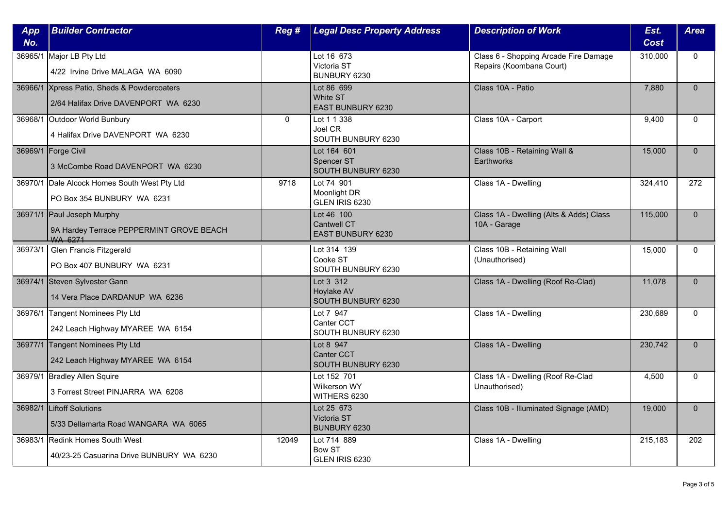| App No. | Builder Contractor | Reg # | Legal Desc Property Address | Description of Work | Est. Cost | Area |
|---|---|---|---|---|---|---|
| 36965/1 | Major LB Pty Ltd<br>4/22 Irvine Drive MALAGA WA 6090 | | Lot 16 673<br>Victoria ST<br>BUNBURY 6230 | Class 6 - Shopping Arcade Fire Damage Repairs (Koombana Court) | 310,000 | 0 |
| 36966/1 | Xpress Patio, Sheds & Powdercoaters<br>2/64 Halifax Drive DAVENPORT WA 6230 | | Lot 86 699<br>White ST<br>EAST BUNBURY 6230 | Class 10A - Patio | 7,880 | 0 |
| 36968/1 | Outdoor World Bunbury<br>4 Halifax Drive DAVENPORT WA 6230 | 0 | Lot 1 1 338<br>Joel CR<br>SOUTH BUNBURY 6230 | Class 10A - Carport | 9,400 | 0 |
| 36969/1 | Forge Civil<br>3 McCombe Road DAVENPORT WA 6230 | | Lot 164 601<br>Spencer ST<br>SOUTH BUNBURY 6230 | Class 10B - Retaining Wall & Earthworks | 15,000 | 0 |
| 36970/1 | Dale Alcock Homes South West Pty Ltd<br>PO Box 354 BUNBURY WA 6231 | 9718 | Lot 74 901<br>Moonlight DR<br>GLEN IRIS 6230 | Class 1A - Dwelling | 324,410 | 272 |
| 36971/1 | Paul Joseph Murphy<br>9A Hardey Terrace PEPPERMINT GROVE BEACH WA 6271 | | Lot 46 100<br>Cantwell CT<br>EAST BUNBURY 6230 | Class 1A - Dwelling (Alts & Adds) Class 10A - Garage | 115,000 | 0 |
| 36973/1 | Glen Francis Fitzgerald<br>PO Box 407 BUNBURY WA 6231 | | Lot 314 139<br>Cooke ST<br>SOUTH BUNBURY 6230 | Class 10B - Retaining Wall (Unauthorised) | 15,000 | 0 |
| 36974/1 | Steven Sylvester Gann<br>14 Vera Place DARDANUP WA 6236 | | Lot 3 312<br>Hoylake AV<br>SOUTH BUNBURY 6230 | Class 1A - Dwelling (Roof Re-Clad) | 11,078 | 0 |
| 36976/1 | Tangent Nominees Pty Ltd<br>242 Leach Highway MYAREE WA 6154 | | Lot 7 947<br>Canter CCT<br>SOUTH BUNBURY 6230 | Class 1A - Dwelling | 230,689 | 0 |
| 36977/1 | Tangent Nominees Pty Ltd<br>242 Leach Highway MYAREE WA 6154 | | Lot 8 947<br>Canter CCT<br>SOUTH BUNBURY 6230 | Class 1A - Dwelling | 230,742 | 0 |
| 36979/1 | Bradley Allen Squire<br>3 Forrest Street PINJARRA WA 6208 | | Lot 152 701<br>Wilkerson WY<br>WITHERS 6230 | Class 1A - Dwelling (Roof Re-Clad Unauthorised) | 4,500 | 0 |
| 36982/1 | Liftoff Solutions<br>5/33 Dellamarta Road WANGARA WA 6065 | | Lot 25 673<br>Victoria ST<br>BUNBURY 6230 | Class 10B - Illuminated Signage (AMD) | 19,000 | 0 |
| 36983/1 | Redink Homes South West<br>40/23-25 Casuarina Drive BUNBURY WA 6230 | 12049 | Lot 714 889<br>Bow ST<br>GLEN IRIS 6230 | Class 1A - Dwelling | 215,183 | 202 |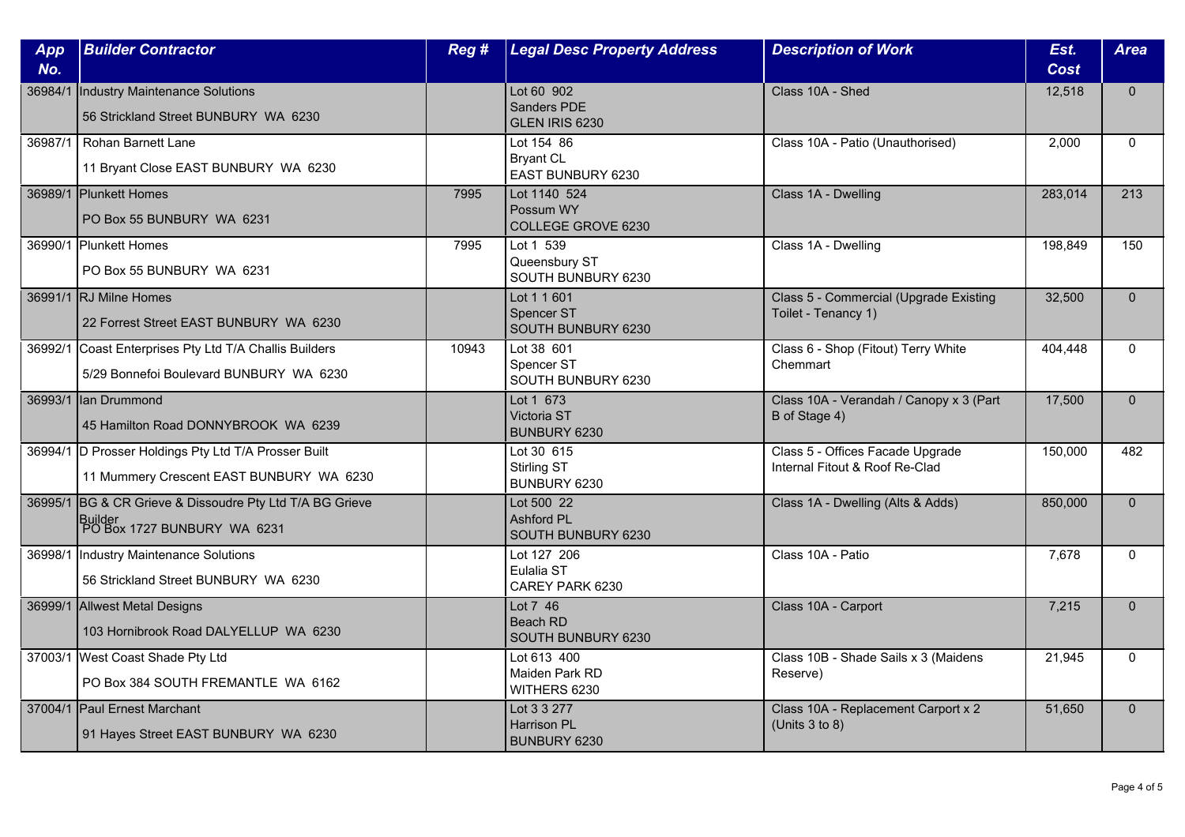| App No. | Builder Contractor | Reg # | Legal Desc Property Address | Description of Work | Est. Cost | Area |
|---|---|---|---|---|---|---|
| 36984/1 | Industry Maintenance Solutions<br>56 Strickland Street BUNBURY WA 6230 | | Lot 60 902<br>Sanders PDE<br>GLEN IRIS 6230 | Class 10A - Shed | 12,518 | 0 |
| 36987/1 | Rohan Barnett Lane<br>11 Bryant Close EAST BUNBURY WA 6230 | | Lot 154 86<br>Bryant CL<br>EAST BUNBURY 6230 | Class 10A - Patio (Unauthorised) | 2,000 | 0 |
| 36989/1 | Plunkett Homes<br>PO Box 55 BUNBURY WA 6231 | 7995 | Lot 1140 524<br>Possum WY<br>COLLEGE GROVE 6230 | Class 1A - Dwelling | 283,014 | 213 |
| 36990/1 | Plunkett Homes<br>PO Box 55 BUNBURY WA 6231 | 7995 | Lot 1 539<br>Queensbury ST<br>SOUTH BUNBURY 6230 | Class 1A - Dwelling | 198,849 | 150 |
| 36991/1 | RJ Milne Homes<br>22 Forrest Street EAST BUNBURY WA 6230 | | Lot 1 1 601<br>Spencer ST<br>SOUTH BUNBURY 6230 | Class 5 - Commercial (Upgrade Existing Toilet - Tenancy 1) | 32,500 | 0 |
| 36992/1 | Coast Enterprises Pty Ltd T/A Challis Builders<br>5/29 Bonnefoi Boulevard BUNBURY WA 6230 | 10943 | Lot 38 601<br>Spencer ST<br>SOUTH BUNBURY 6230 | Class 6 - Shop (Fitout) Terry White Chemmart | 404,448 | 0 |
| 36993/1 | Ian Drummond<br>45 Hamilton Road DONNYBROOK WA 6239 | | Lot 1 673<br>Victoria ST<br>BUNBURY 6230 | Class 10A - Verandah / Canopy x 3 (Part B of Stage 4) | 17,500 | 0 |
| 36994/1 | D Prosser Holdings Pty Ltd T/A Prosser Built<br>11 Mummery Crescent EAST BUNBURY WA 6230 | | Lot 30 615<br>Stirling ST<br>BUNBURY 6230 | Class 5 - Offices Facade Upgrade Internal Fitout & Roof Re-Clad | 150,000 | 482 |
| 36995/1 | BG & CR Grieve & Dissoudre Pty Ltd T/A BG Grieve Builder<br>PO Box 1727 BUNBURY WA 6231 | | Lot 500 22<br>Ashford PL<br>SOUTH BUNBURY 6230 | Class 1A - Dwelling (Alts & Adds) | 850,000 | 0 |
| 36998/1 | Industry Maintenance Solutions<br>56 Strickland Street BUNBURY WA 6230 | | Lot 127 206<br>Eulalia ST<br>CAREY PARK 6230 | Class 10A - Patio | 7,678 | 0 |
| 36999/1 | Allwest Metal Designs<br>103 Hornibrook Road DALYELLUP WA 6230 | | Lot 7 46<br>Beach RD<br>SOUTH BUNBURY 6230 | Class 10A - Carport | 7,215 | 0 |
| 37003/1 | West Coast Shade Pty Ltd<br>PO Box 384 SOUTH FREMANTLE WA 6162 | | Lot 613 400<br>Maiden Park RD<br>WITHERS 6230 | Class 10B - Shade Sails x 3 (Maidens Reserve) | 21,945 | 0 |
| 37004/1 | Paul Ernest Marchant<br>91 Hayes Street EAST BUNBURY WA 6230 | | Lot 3 3 277<br>Harrison PL<br>BUNBURY 6230 | Class 10A - Replacement Carport x 2 (Units 3 to 8) | 51,650 | 0 |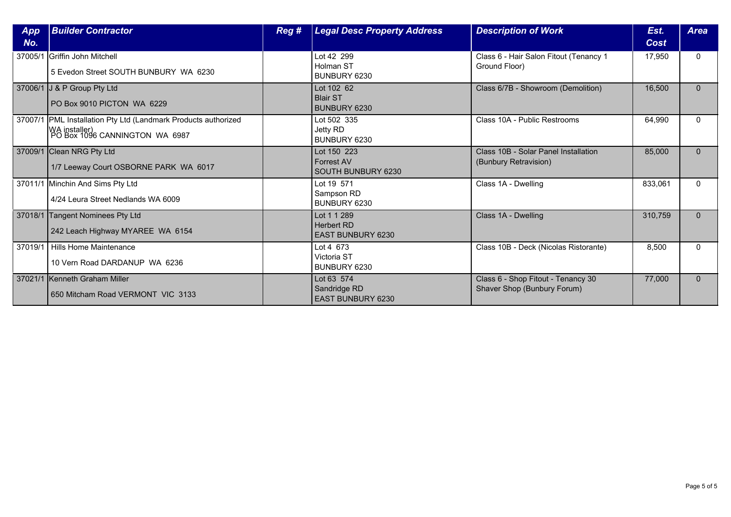| App No. | Builder Contractor | Reg # | Legal Desc Property Address | Description of Work | Est. Cost | Area |
|---|---|---|---|---|---|---|
| 37005/1 | Griffin John Mitchell<br>5 Evedon Street SOUTH BUNBURY WA 6230 | | Lot 42 299<br>Holman ST<br>BUNBURY 6230 | Class 6 - Hair Salon Fitout (Tenancy 1 Ground Floor) | 17,950 | 0 |
| 37006/1 | J & P Group Pty Ltd<br>PO Box 9010 PICTON WA 6229 | | Lot 102 62<br>Blair ST<br>BUNBURY 6230 | Class 6/7B - Showroom (Demolition) | 16,500 | 0 |
| 37007/1 | PML Installation Pty Ltd (Landmark Products authorized WA installer)<br>PO Box 1096 CANNINGTON WA 6987 | | Lot 502 335<br>Jetty RD<br>BUNBURY 6230 | Class 10A - Public Restrooms | 64,990 | 0 |
| 37009/1 | Clean NRG Pty Ltd<br>1/7 Leeway Court OSBORNE PARK WA 6017 | | Lot 150 223<br>Forrest AV<br>SOUTH BUNBURY 6230 | Class 10B - Solar Panel Installation (Bunbury Retravision) | 85,000 | 0 |
| 37011/1 | Minchin And Sims Pty Ltd<br>4/24 Leura Street Nedlands WA 6009 | | Lot 19 571<br>Sampson RD<br>BUNBURY 6230 | Class 1A - Dwelling | 833,061 | 0 |
| 37018/1 | Tangent Nominees Pty Ltd<br>242 Leach Highway MYAREE WA 6154 | | Lot 1 1 289<br>Herbert RD<br>EAST BUNBURY 6230 | Class 1A - Dwelling | 310,759 | 0 |
| 37019/1 | Hills Home Maintenance<br>10 Vern Road DARDANUP WA 6236 | | Lot 4 673<br>Victoria ST<br>BUNBURY 6230 | Class 10B - Deck (Nicolas Ristorante) | 8,500 | 0 |
| 37021/1 | Kenneth Graham Miller<br>650 Mitcham Road VERMONT VIC 3133 | | Lot 63 574<br>Sandridge RD<br>EAST BUNBURY 6230 | Class 6 - Shop Fitout - Tenancy 30 Shaver Shop (Bunbury Forum) | 77,000 | 0 |